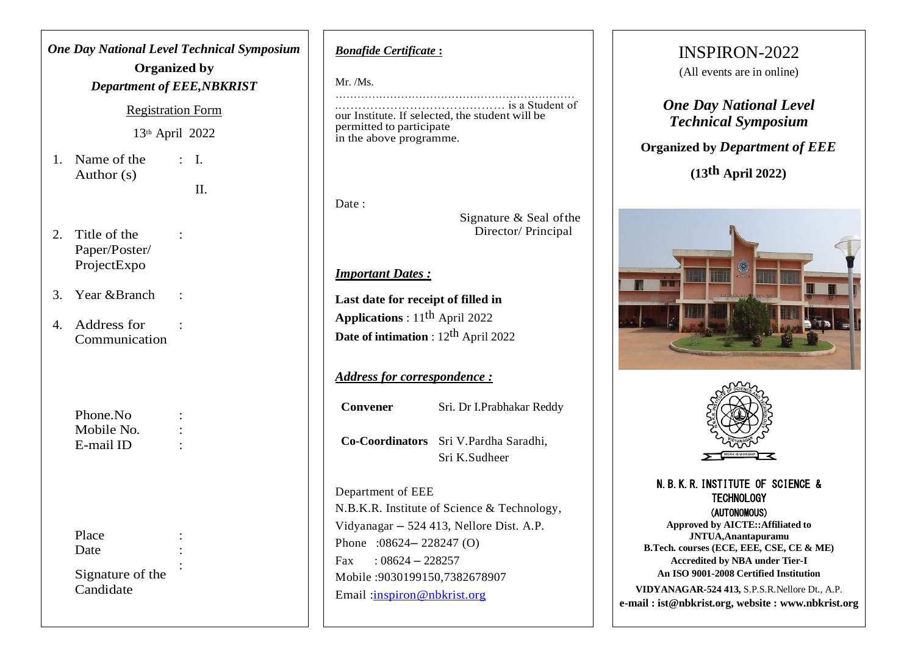***One Day National Level Technical Symposium***

**Organized by**

***Department of EEE,NBKRIST***

Registration Form

13th April 2022

1. Name of the Author (s) : I.

   II.

2. Title of the Paper/Poster/ ProjectExpo :

3. Year &Branch :

4. Address for Communication :

Phone.No :

Mobile No. :

E-mail ID :

Place :

Date :

Signature of the Candidate :

***Bonafide Certificate* :**

Mr. /Ms. ………………………………………………………… ……………………………………… is a Student of our Institute. If selected, the student will be permitted to participate in the above programme.

Date :

Signature & Seal of the Director/ Principal

***Important Dates :***

**Last date for receipt of filled in Applications** : 11th April 2022

**Date of intimation** : 12th April 2022

***Address for correspondence :***

**Convener** Sri. Dr I.Prabhakar Reddy

**Co-Coordinators** Sri V.Pardha Saradhi, Sri K.Sudheer

Department of EEE
N.B.K.R. Institute of Science & Technology,
Vidyanagar – 524 413, Nellore Dist. A.P.
Phone :08624– 228247 (O)
Fax : 08624 – 228257
Mobile :9030199150,7382678907
Email :inspiron@nbkrist.org

# INSPIRON-2022

(All events are in online)

## *One Day National Level Technical Symposium*

**Organized by *Department of EEE***

**(13th April 2022)**

**N. B. K. R. INSTITUTE OF SCIENCE & TECHNOLOGY**

**(AUTONOMOUS)**

**Approved by AICTE::Affiliated to JNTUA,Anantapuramu**

**B.Tech. courses (ECE, EEE, CSE, CE & ME)**

**Accredited by NBA under Tier-I**

**An ISO 9001-2008 Certified Institution**

**VIDYANAGAR-524 413,** S.P.S.R.Nellore Dt., A.P.

**e-mail : ist@nbkrist.org, website : www.nbkrist.org**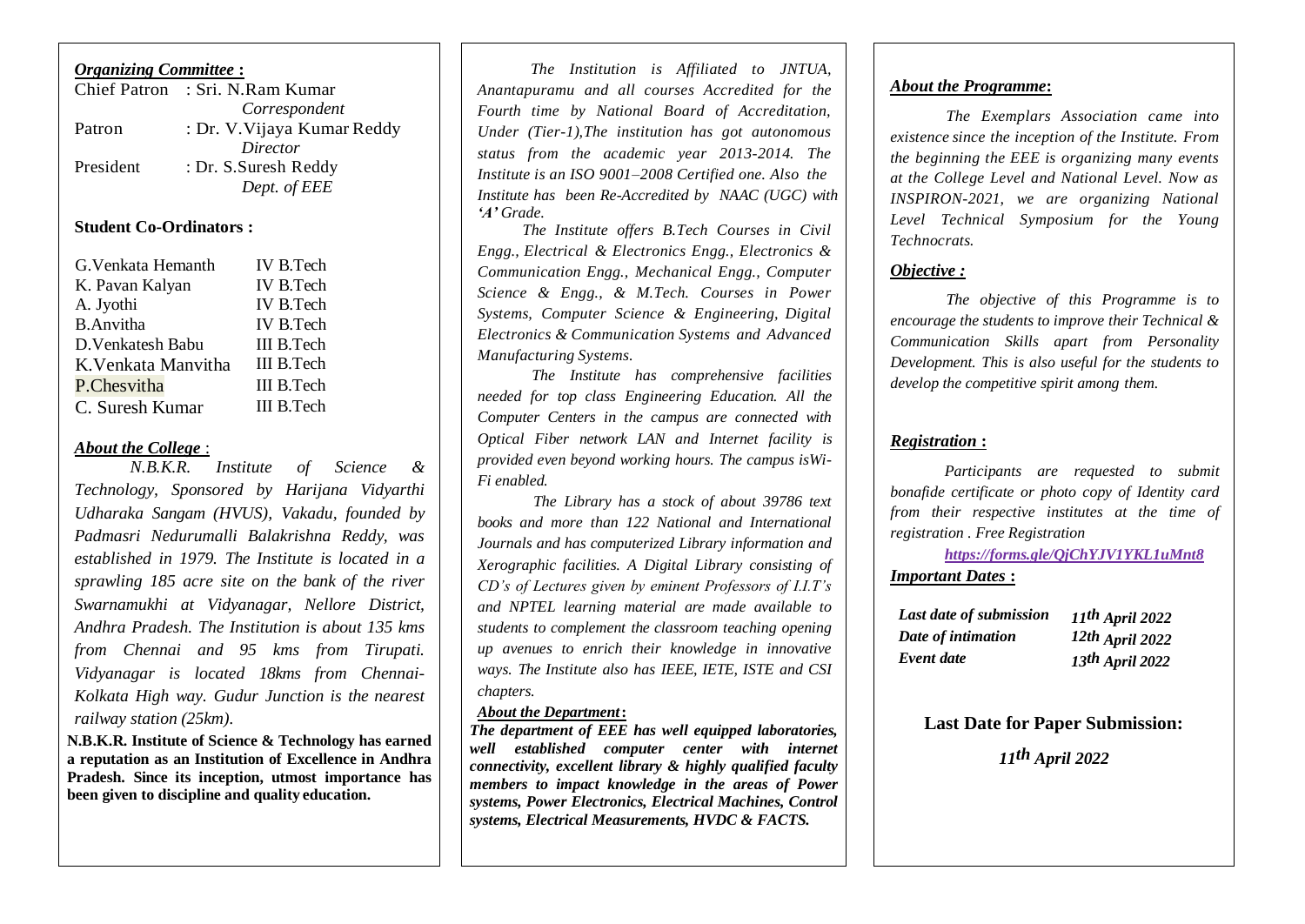## *Organizing Committee* **:**

| | |
|---|---|
| Chief Patron | : Sri. N.Ram Kumar *Correspondent* |
| Patron | : Dr. V.Vijaya Kumar Reddy *Director* |
| President | : Dr. S.Suresh Reddy *Dept. of EEE* |

**Student Co-Ordinators :**

| | |
|---|---|
| G.Venkata Hemanth | IV B.Tech |
| K. Pavan Kalyan | IV B.Tech |
| A. Jyothi | IV B.Tech |
| B.Anvitha | IV B.Tech |
| D.Venkatesh Babu | III B.Tech |
| K.Venkata Manvitha | III B.Tech |
| P.Chesvitha | III B.Tech |
| C. Suresh Kumar | III B.Tech |

## *About the College* :

*N.B.K.R. Institute of Science & Technology, Sponsored by Harijana Vidyarthi Udharaka Sangam (HVUS), Vakadu, founded by Padmasri Nedurumalli Balakrishna Reddy, was established in 1979. The Institute is located in a sprawling 185 acre site on the bank of the river Swarnamukhi at Vidyanagar, Nellore District, Andhra Pradesh. The Institution is about 135 kms from Chennai and 95 kms from Tirupati. Vidyanagar is located 18kms from Chennai-Kolkata High way. Gudur Junction is the nearest railway station (25km).*

**N.B.K.R. Institute of Science & Technology has earned a reputation as an Institution of Excellence in Andhra Pradesh. Since its inception, utmost importance has been given to discipline and quality education.**

*The Institution is Affiliated to JNTUA, Anantapuramu and all courses Accredited for the Fourth time by National Board of Accreditation, Under (Tier-1),The institution has got autonomous status from the academic year 2013-2014. The Institute is an ISO 9001–2008 Certified one. Also the Institute has been Re-Accredited by NAAC (UGC) with 'A' Grade.*

*The Institute offers B.Tech Courses in Civil Engg., Electrical & Electronics Engg., Electronics & Communication Engg., Mechanical Engg., Computer Science & Engg., & M.Tech. Courses in Power Systems, Computer Science & Engineering, Digital Electronics & Communication Systems and Advanced Manufacturing Systems.*

*The Institute has comprehensive facilities needed for top class Engineering Education. All the Computer Centers in the campus are connected with Optical Fiber network LAN and Internet facility is provided even beyond working hours. The campus isWi-Fi enabled.*

*The Library has a stock of about 39786 text books and more than 122 National and International Journals and has computerized Library information and Xerographic facilities. A Digital Library consisting of CD's of Lectures given by eminent Professors of I.I.T's and NPTEL learning material are made available to students to complement the classroom teaching opening up avenues to enrich their knowledge in innovative ways. The Institute also has IEEE, IETE, ISTE and CSI chapters.*

## *About the Department*:

***The department of EEE has well equipped laboratories, well established computer center with internet connectivity, excellent library & highly qualified faculty members to impact knowledge in the areas of Power systems, Power Electronics, Electrical Machines, Control systems, Electrical Measurements, HVDC & FACTS.***

## *About the Programme*:

*The Exemplars Association came into existence since the inception of the Institute. From the beginning the EEE is organizing many events at the College Level and National Level. Now as INSPIRON-2021, we are organizing National Level Technical Symposium for the Young Technocrats.*

## *Objective :*

*The objective of this Programme is to encourage the students to improve their Technical & Communication Skills apart from Personality Development. This is also useful for the students to develop the competitive spirit among them.*

## *Registration* **:**

*Participants are requested to submit bonafide certificate or photo copy of Identity card from their respective institutes at the time of registration . Free Registration*

*https://forms.gle/QjChYJV1YKL1uMnt8*

## *Important Dates* **:**

| | |
|---|---|
| *Last date of submission* | *11th April 2022* |
| *Date of intimation* | *12th April 2022* |
| *Event date* | *13th April 2022* |

**Last Date for Paper Submission:**

***11th April 2022***